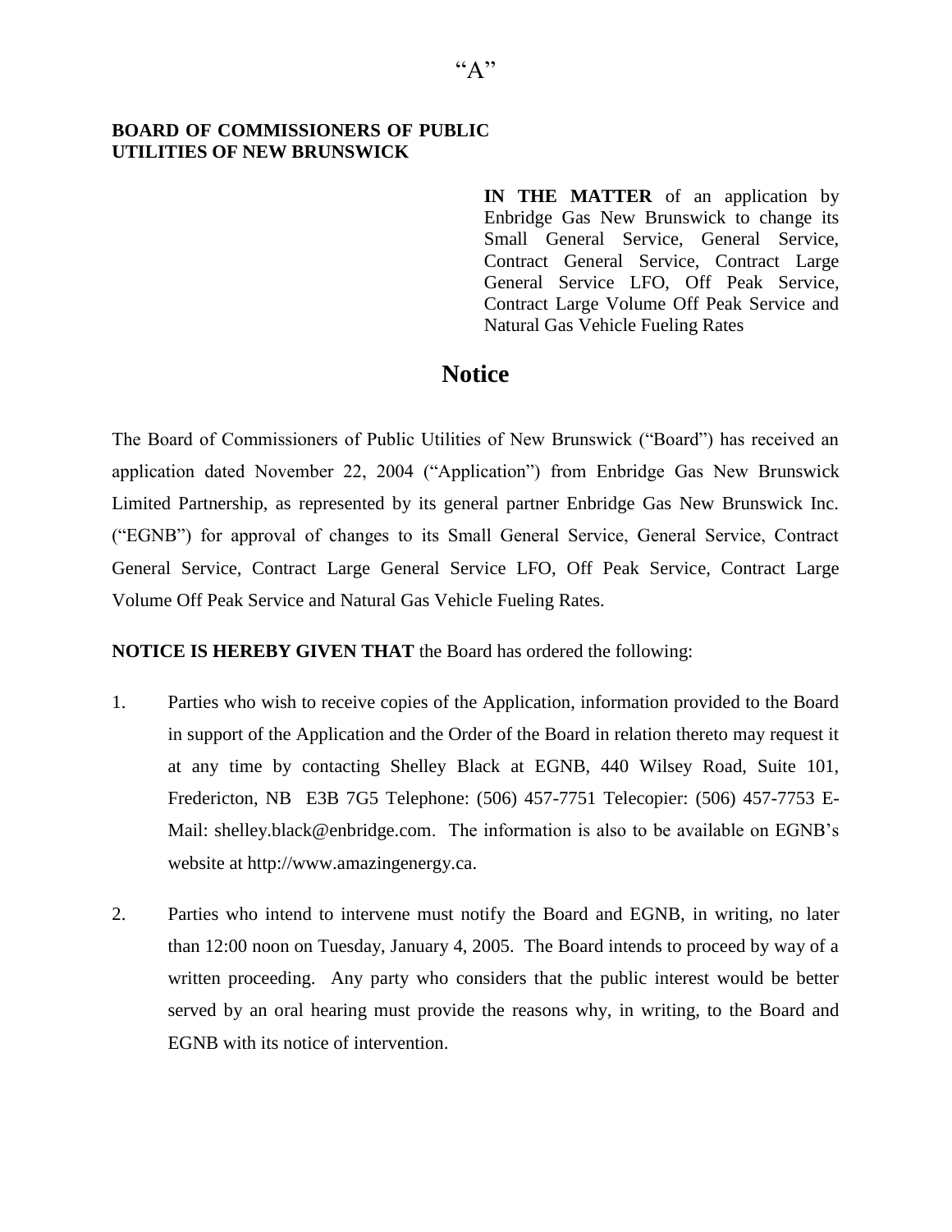"A"

**BOARD OF COMMISSIONERS OF PUBLIC UTILITIES OF NEW BRUNSWICK**

**IN THE MATTER** of an application by Enbridge Gas New Brunswick to change its Small General Service, General Service, Contract General Service, Contract Large General Service LFO, Off Peak Service, Contract Large Volume Off Peak Service and Natural Gas Vehicle Fueling Rates

# Notice

The Board of Commissioners of Public Utilities of New Brunswick ("Board") has received an application dated November 22, 2004 ("Application") from Enbridge Gas New Brunswick Limited Partnership, as represented by its general partner Enbridge Gas New Brunswick Inc. ("EGNB") for approval of changes to its Small General Service, General Service, Contract General Service, Contract Large General Service LFO, Off Peak Service, Contract Large Volume Off Peak Service and Natural Gas Vehicle Fueling Rates.

**NOTICE IS HEREBY GIVEN THAT** the Board has ordered the following:

1. Parties who wish to receive copies of the Application, information provided to the Board in support of the Application and the Order of the Board in relation thereto may request it at any time by contacting Shelley Black at EGNB, 440 Wilsey Road, Suite 101, Fredericton, NB E3B 7G5 Telephone: (506) 457-7751 Telecopier: (506) 457-7753 E-Mail: shelley.black@enbridge.com. The information is also to be available on EGNB's website at http://www.amazingenergy.ca.

2. Parties who intend to intervene must notify the Board and EGNB, in writing, no later than 12:00 noon on Tuesday, January 4, 2005. The Board intends to proceed by way of a written proceeding. Any party who considers that the public interest would be better served by an oral hearing must provide the reasons why, in writing, to the Board and EGNB with its notice of intervention.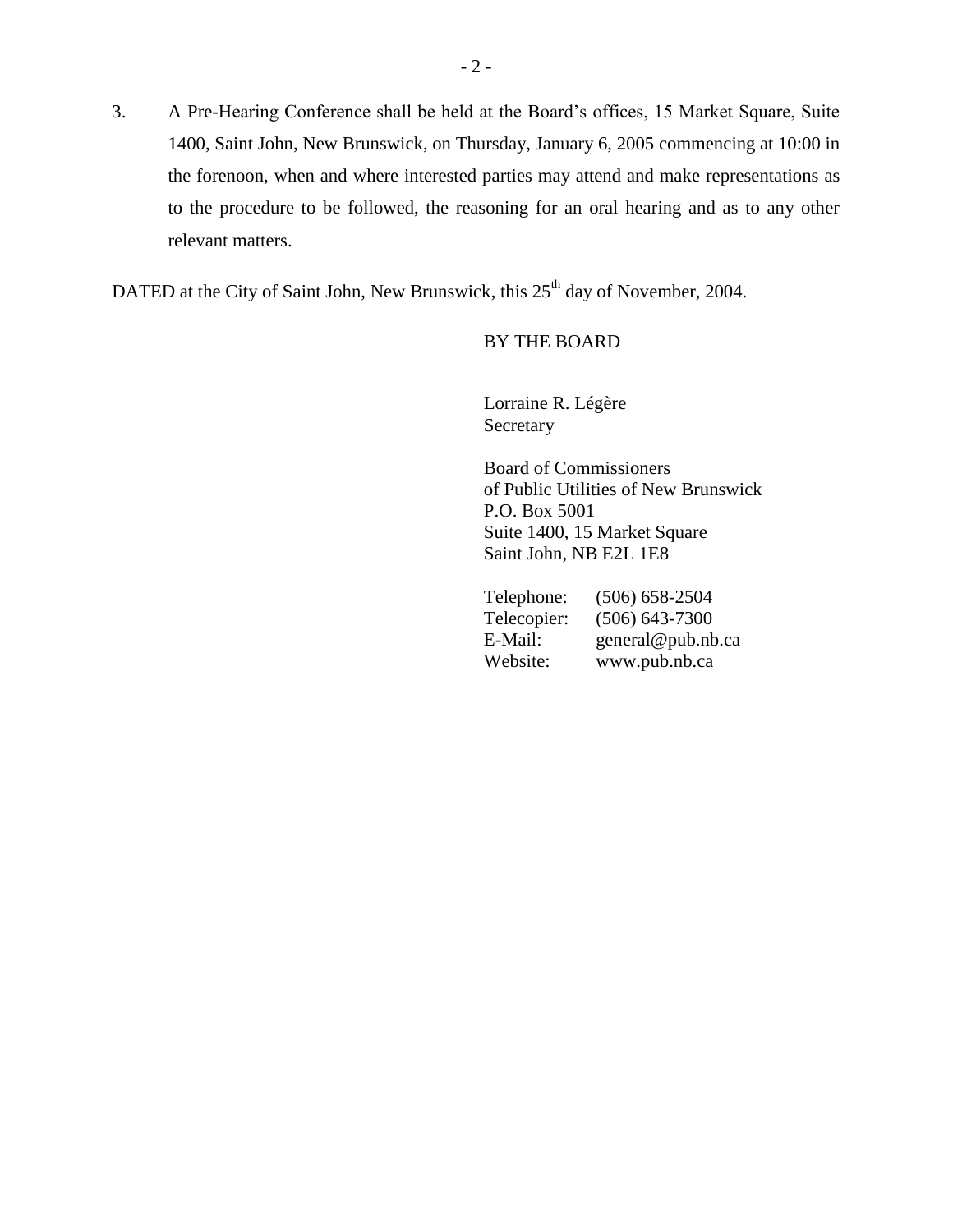3. A Pre-Hearing Conference shall be held at the Board's offices, 15 Market Square, Suite 1400, Saint John, New Brunswick, on Thursday, January 6, 2005 commencing at 10:00 in the forenoon, when and where interested parties may attend and make representations as to the procedure to be followed, the reasoning for an oral hearing and as to any other relevant matters.

DATED at the City of Saint John, New Brunswick, this 25th day of November, 2004.

BY THE BOARD

Lorraine R. Légère
Secretary

Board of Commissioners
of Public Utilities of New Brunswick
P.O. Box 5001
Suite 1400, 15 Market Square
Saint John, NB E2L 1E8

Telephone: (506) 658-2504
Telecopier: (506) 643-7300
E-Mail: general@pub.nb.ca
Website: www.pub.nb.ca